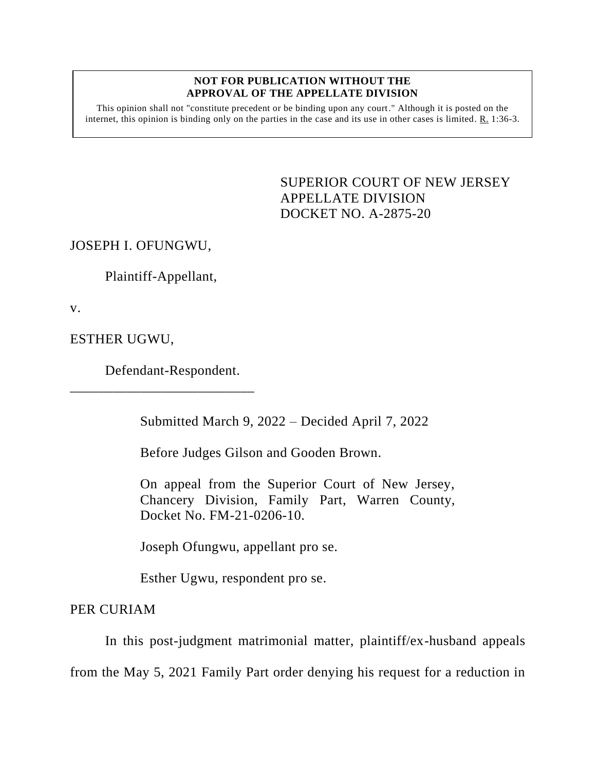**NOT FOR PUBLICATION WITHOUT THE APPROVAL OF THE APPELLATE DIVISION**

This opinion shall not "constitute precedent or be binding upon any court." Although it is posted on the internet, this opinion is binding only on the parties in the case and its use in other cases is limited. R. 1:36-3.

SUPERIOR COURT OF NEW JERSEY
APPELLATE DIVISION
DOCKET NO. A-2875-20

JOSEPH I. OFUNGWU,

Plaintiff-Appellant,

v.

ESTHER UGWU,

Defendant-Respondent.

___________________________

Submitted March 9, 2022 – Decided April 7, 2022

Before Judges Gilson and Gooden Brown.

On appeal from the Superior Court of New Jersey, Chancery Division, Family Part, Warren County, Docket No. FM-21-0206-10.

Joseph Ofungwu, appellant pro se.

Esther Ugwu, respondent pro se.

PER CURIAM

In this post-judgment matrimonial matter, plaintiff/ex-husband appeals from the May 5, 2021 Family Part order denying his request for a reduction in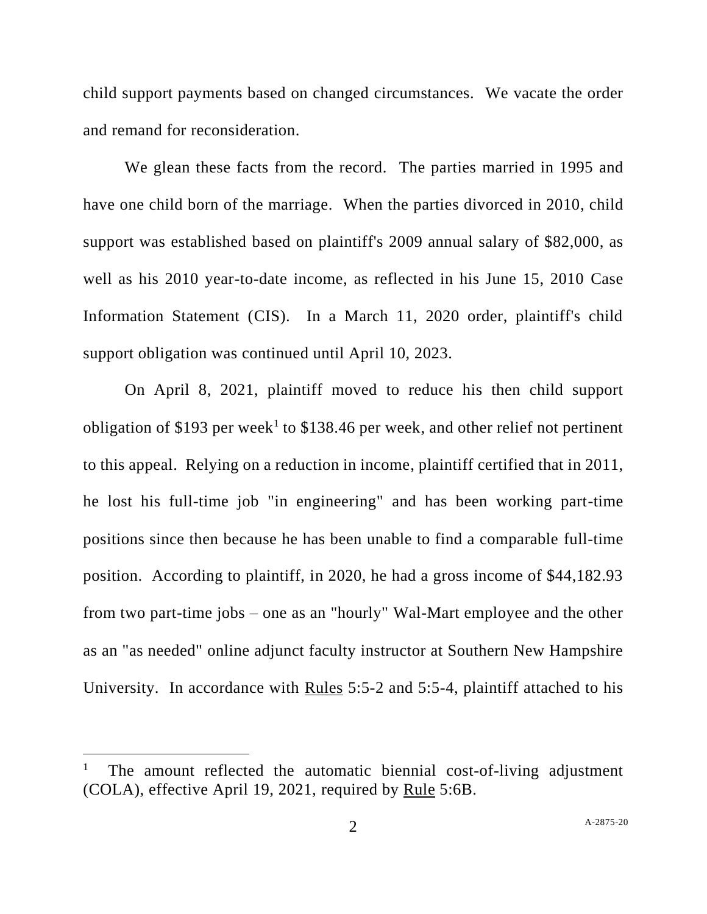child support payments based on changed circumstances. We vacate the order and remand for reconsideration.

We glean these facts from the record. The parties married in 1995 and have one child born of the marriage. When the parties divorced in 2010, child support was established based on plaintiff's 2009 annual salary of $82,000, as well as his 2010 year-to-date income, as reflected in his June 15, 2010 Case Information Statement (CIS). In a March 11, 2020 order, plaintiff's child support obligation was continued until April 10, 2023.

On April 8, 2021, plaintiff moved to reduce his then child support obligation of $193 per week[1] to $138.46 per week, and other relief not pertinent to this appeal. Relying on a reduction in income, plaintiff certified that in 2011, he lost his full-time job "in engineering" and has been working part-time positions since then because he has been unable to find a comparable full-time position. According to plaintiff, in 2020, he had a gross income of $44,182.93 from two part-time jobs – one as an "hourly" Wal-Mart employee and the other as an "as needed" online adjunct faculty instructor at Southern New Hampshire University. In accordance with Rules 5:5-2 and 5:5-4, plaintiff attached to his

[1] The amount reflected the automatic biennial cost-of-living adjustment (COLA), effective April 19, 2021, required by Rule 5:6B.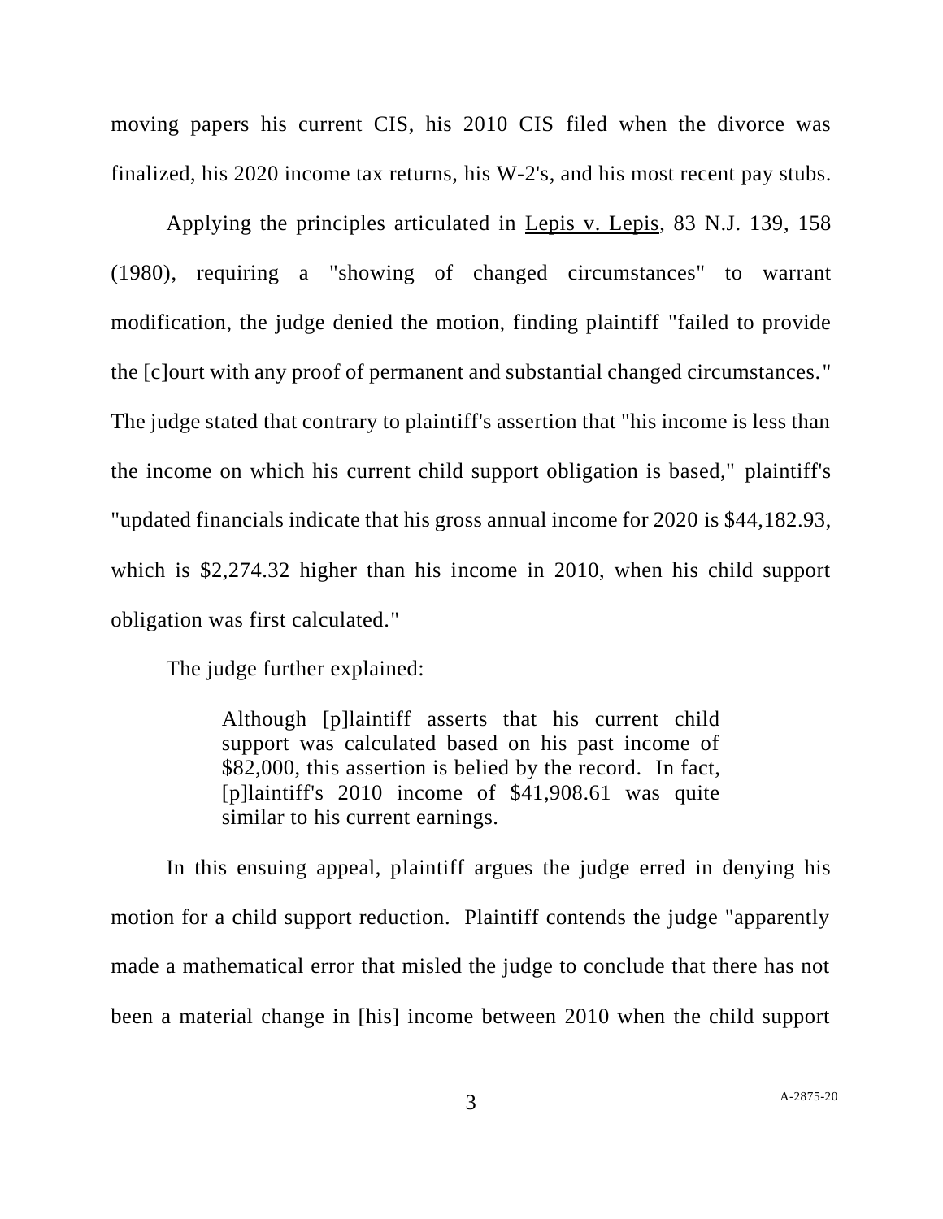moving papers his current CIS, his 2010 CIS filed when the divorce was finalized, his 2020 income tax returns, his W-2's, and his most recent pay stubs.

Applying the principles articulated in Lepis v. Lepis, 83 N.J. 139, 158 (1980), requiring a "showing of changed circumstances" to warrant modification, the judge denied the motion, finding plaintiff "failed to provide the [c]ourt with any proof of permanent and substantial changed circumstances." The judge stated that contrary to plaintiff's assertion that "his income is less than the income on which his current child support obligation is based," plaintiff's "updated financials indicate that his gross annual income for 2020 is $44,182.93, which is $2,274.32 higher than his income in 2010, when his child support obligation was first calculated."

The judge further explained:

> Although [p]laintiff asserts that his current child support was calculated based on his past income of $82,000, this assertion is belied by the record. In fact, [p]laintiff's 2010 income of $41,908.61 was quite similar to his current earnings.

In this ensuing appeal, plaintiff argues the judge erred in denying his motion for a child support reduction. Plaintiff contends the judge "apparently made a mathematical error that misled the judge to conclude that there has not been a material change in [his] income between 2010 when the child support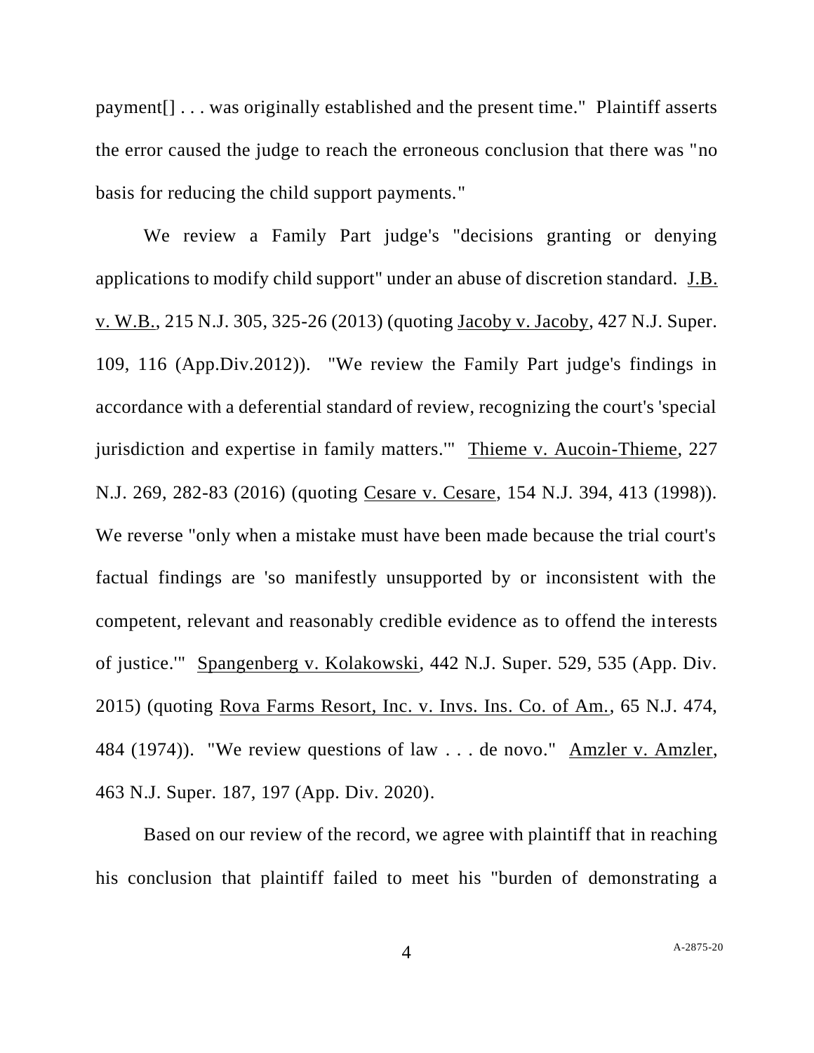payment[] . . . was originally established and the present time." Plaintiff asserts the error caused the judge to reach the erroneous conclusion that there was "no basis for reducing the child support payments."

We review a Family Part judge's "decisions granting or denying applications to modify child support" under an abuse of discretion standard. J.B. v. W.B., 215 N.J. 305, 325-26 (2013) (quoting Jacoby v. Jacoby, 427 N.J. Super. 109, 116 (App.Div.2012)). "We review the Family Part judge's findings in accordance with a deferential standard of review, recognizing the court's 'special jurisdiction and expertise in family matters.'" Thieme v. Aucoin-Thieme, 227 N.J. 269, 282-83 (2016) (quoting Cesare v. Cesare, 154 N.J. 394, 413 (1998)). We reverse "only when a mistake must have been made because the trial court's factual findings are 'so manifestly unsupported by or inconsistent with the competent, relevant and reasonably credible evidence as to offend the interests of justice.'" Spangenberg v. Kolakowski, 442 N.J. Super. 529, 535 (App. Div. 2015) (quoting Rova Farms Resort, Inc. v. Invs. Ins. Co. of Am., 65 N.J. 474, 484 (1974)). "We review questions of law . . . de novo." Amzler v. Amzler, 463 N.J. Super. 187, 197 (App. Div. 2020).

Based on our review of the record, we agree with plaintiff that in reaching his conclusion that plaintiff failed to meet his "burden of demonstrating a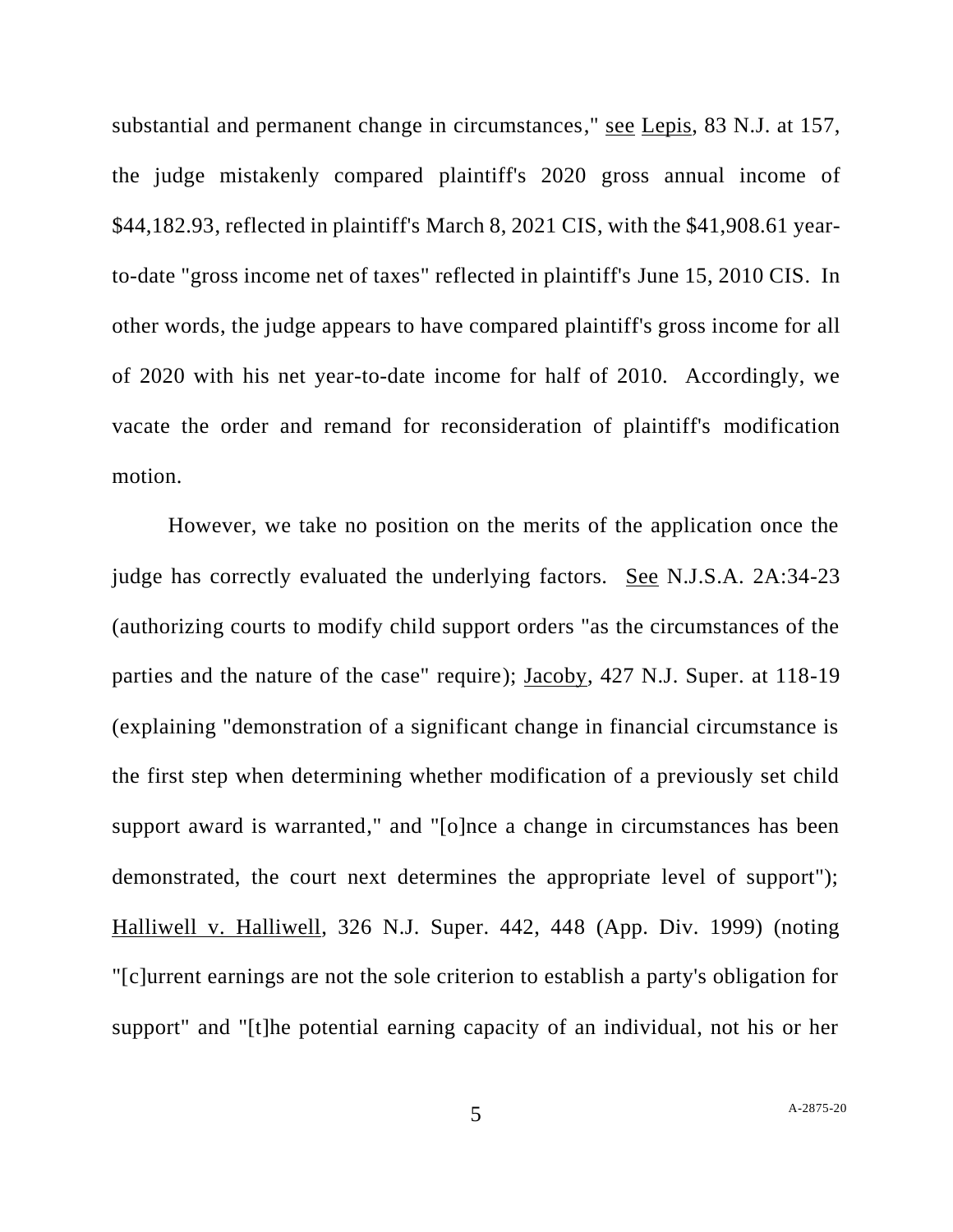substantial and permanent change in circumstances," see Lepis, 83 N.J. at 157, the judge mistakenly compared plaintiff's 2020 gross annual income of $44,182.93, reflected in plaintiff's March 8, 2021 CIS, with the $41,908.61 year-to-date "gross income net of taxes" reflected in plaintiff's June 15, 2010 CIS. In other words, the judge appears to have compared plaintiff's gross income for all of 2020 with his net year-to-date income for half of 2010. Accordingly, we vacate the order and remand for reconsideration of plaintiff's modification motion.

However, we take no position on the merits of the application once the judge has correctly evaluated the underlying factors. See N.J.S.A. 2A:34-23 (authorizing courts to modify child support orders "as the circumstances of the parties and the nature of the case" require); Jacoby, 427 N.J. Super. at 118-19 (explaining "demonstration of a significant change in financial circumstance is the first step when determining whether modification of a previously set child support award is warranted," and "[o]nce a change in circumstances has been demonstrated, the court next determines the appropriate level of support"); Halliwell v. Halliwell, 326 N.J. Super. 442, 448 (App. Div. 1999) (noting "[c]urrent earnings are not the sole criterion to establish a party's obligation for support" and "[t]he potential earning capacity of an individual, not his or her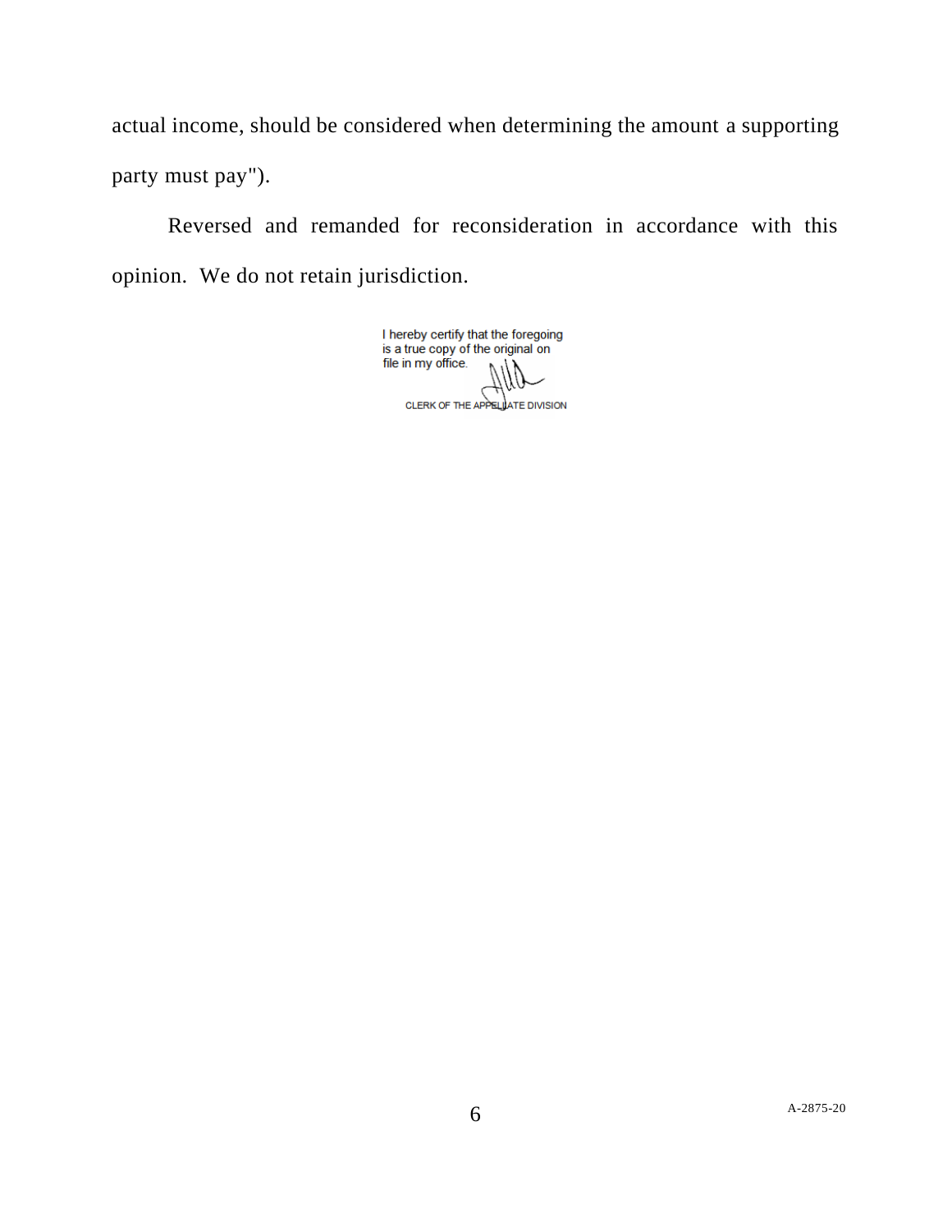actual income, should be considered when determining the amount a supporting party must pay").

Reversed and remanded for reconsideration in accordance with this opinion. We do not retain jurisdiction.

I hereby certify that the foregoing is a true copy of the original on file in my office.

CLERK OF THE APPELLATE DIVISION